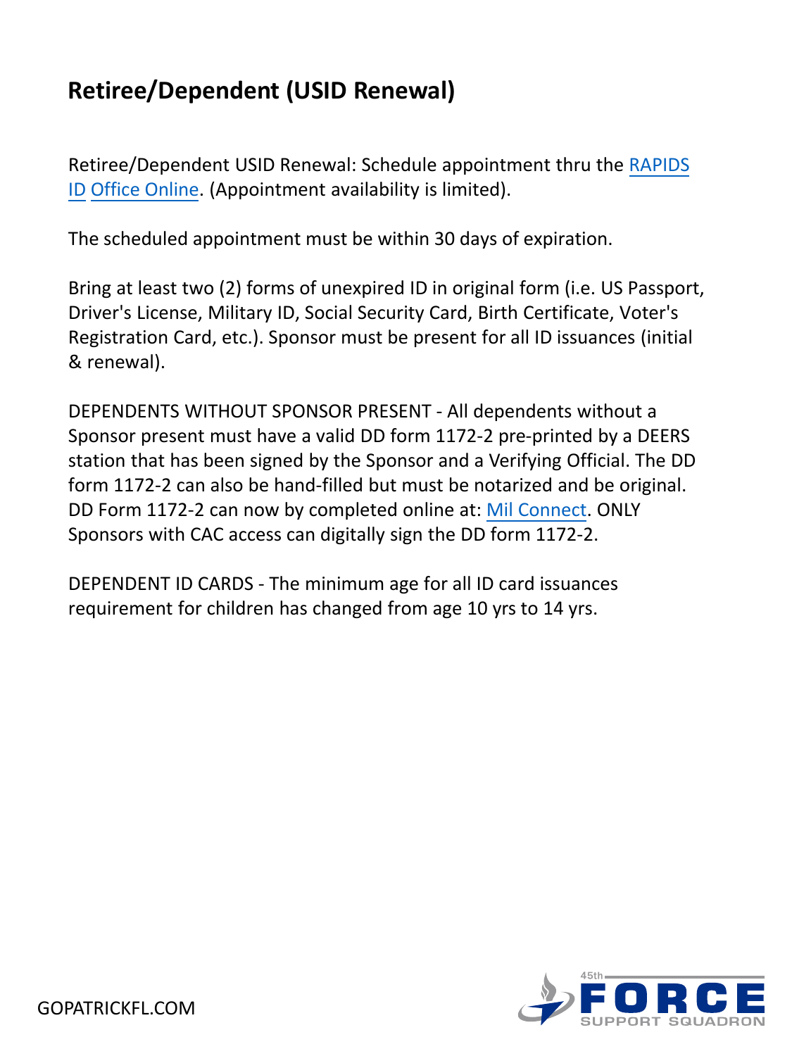# Retiree/Dependent (USID Renewal)

Retiree/Dependent USID Renewal: Schedule appointment thru the RAPIDS ID Office Online. (Appointment availability is limited).

The scheduled appointment must be within 30 days of expiration.

Bring at least two (2) forms of unexpired ID in original form (i.e. US Passport, Driver's License, Military ID, Social Security Card, Birth Certificate, Voter's Registration Card, etc.). Sponsor must be present for all ID issuances (initial & renewal).

DEPENDENTS WITHOUT SPONSOR PRESENT - All dependents without a Sponsor present must have a valid DD form 1172-2 pre-printed by a DEERS station that has been signed by the Sponsor and a Verifying Official. The DD form 1172-2 can also be hand-filled but must be notarized and be original. DD Form 1172-2 can now by completed online at: Mil Connect. ONLY Sponsors with CAC access can digitally sign the DD form 1172-2.

DEPENDENT ID CARDS - The minimum age for all ID card issuances requirement for children has changed from age 10 yrs to 14 yrs.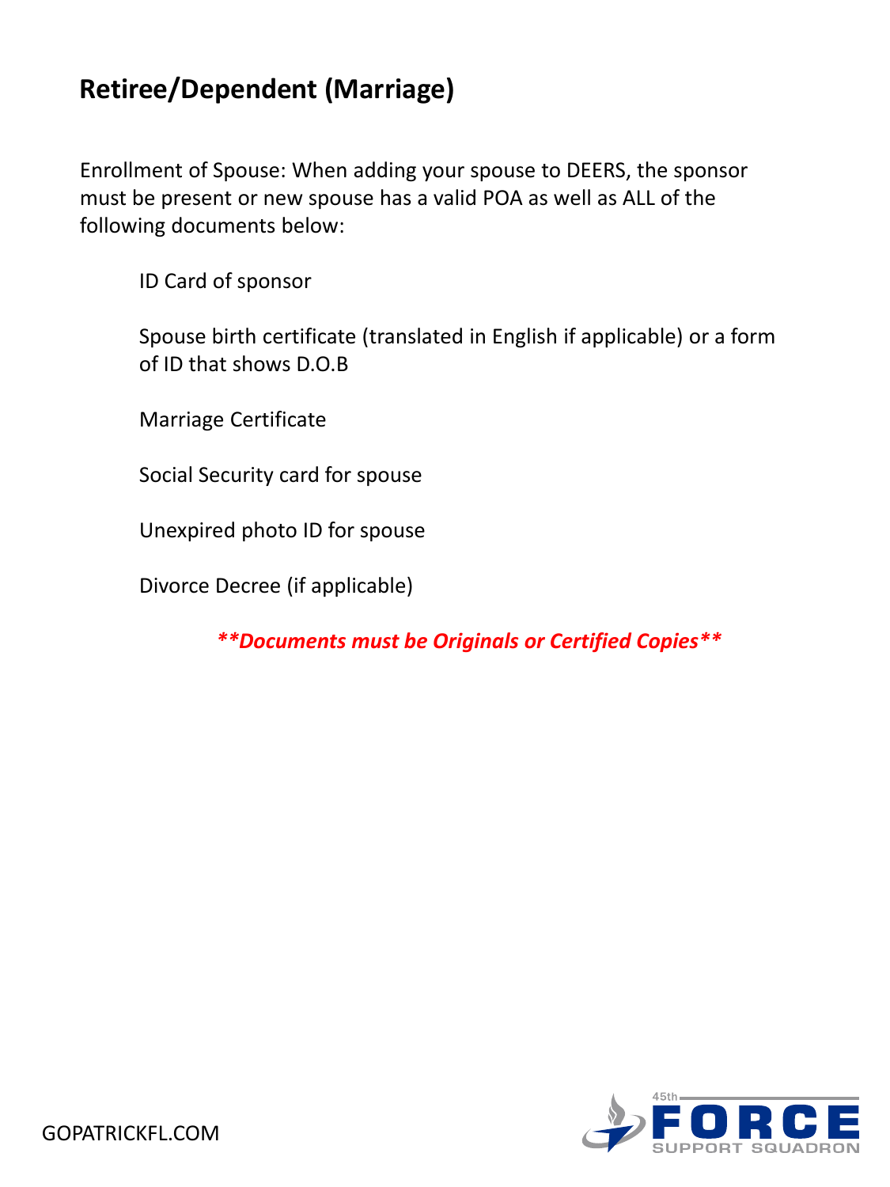# Retiree/Dependent (Marriage)

Enrollment of Spouse: When adding your spouse to DEERS, the sponsor must be present or new spouse has a valid POA as well as ALL of the following documents below:

- ID Card of sponsor
- Spouse birth certificate (translated in English if applicable) or a form of ID that shows D.O.B
- Marriage Certificate
- Social Security card for spouse
- Unexpired photo ID for spouse
- Divorce Decree (if applicable)

***\*\*Documents must be Originals or Certified Copies\*\****

GOPATRICKFL.COM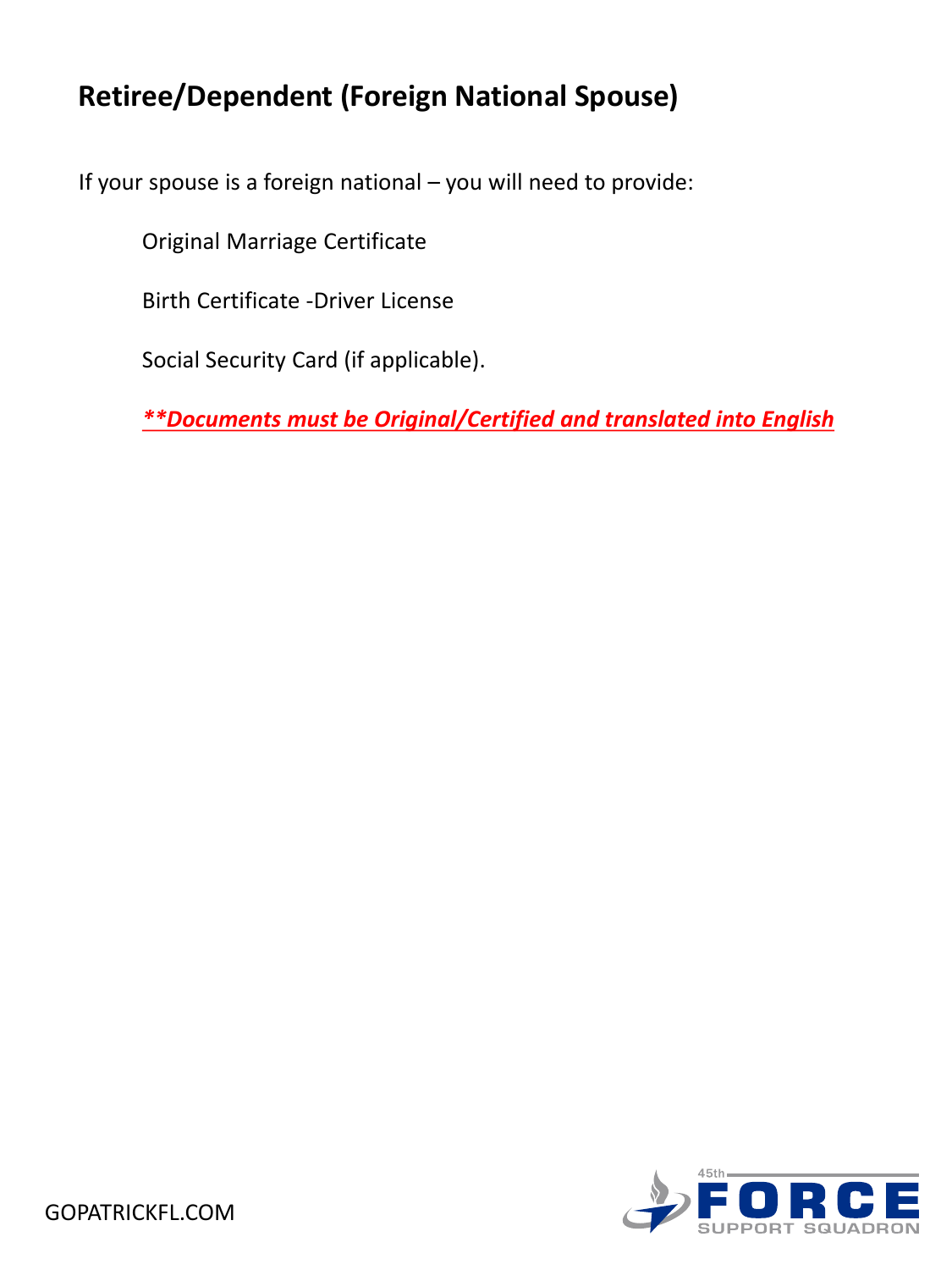## Retiree/Dependent (Foreign National Spouse)

If your spouse is a foreign national – you will need to provide:

Original Marriage Certificate

Birth Certificate -Driver License

Social Security Card (if applicable).

***\*\*Documents must be Original/Certified and translated into English***

GOPATRICKFL.COM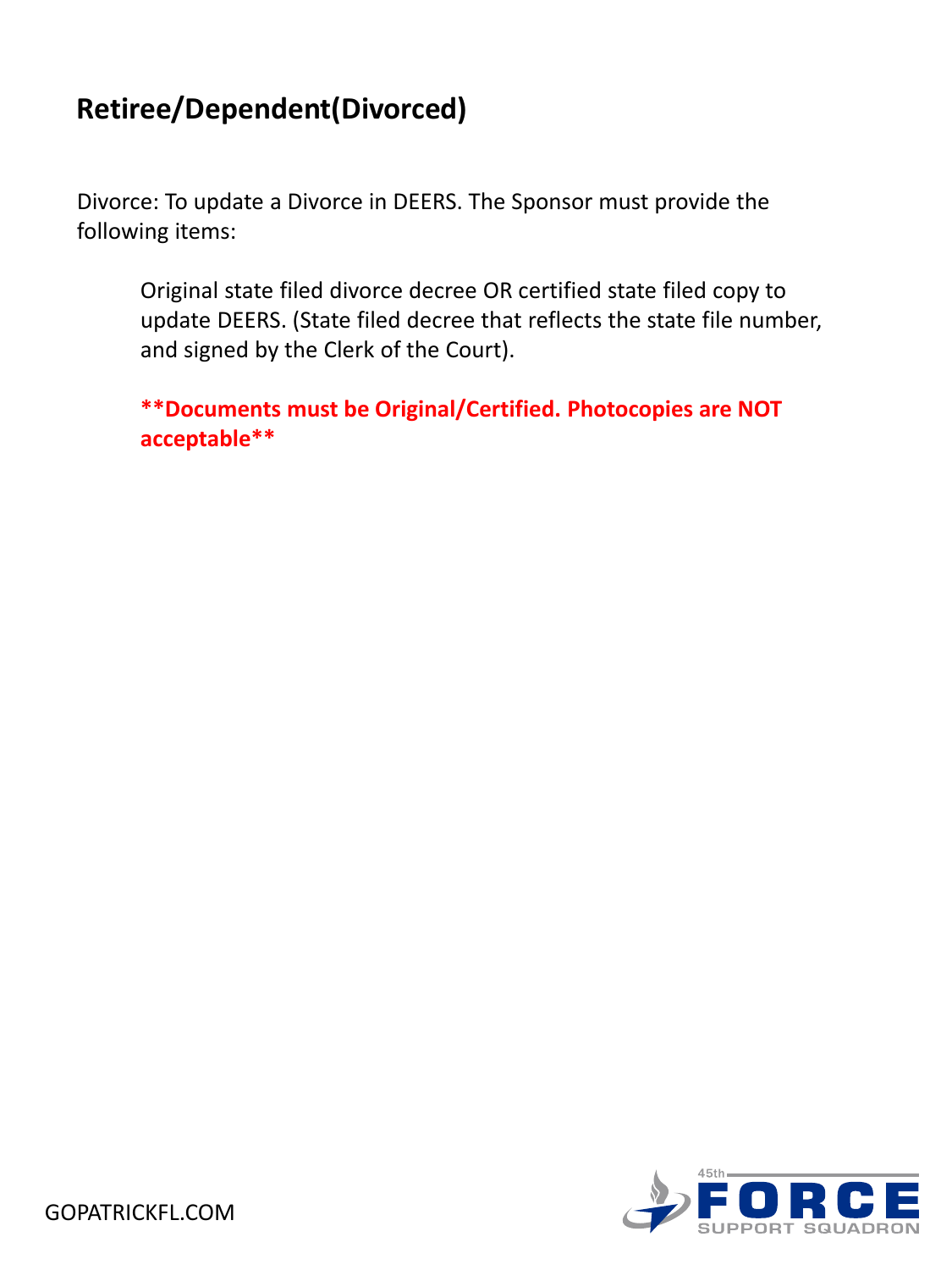## Retiree/Dependent(Divorced)

Divorce: To update a Divorce in DEERS. The Sponsor must provide the following items:

> Original state filed divorce decree OR certified state filed copy to update DEERS. (State filed decree that reflects the state file number, and signed by the Clerk of the Court).
>
> ****Documents must be Original/Certified. Photocopies are NOT acceptable****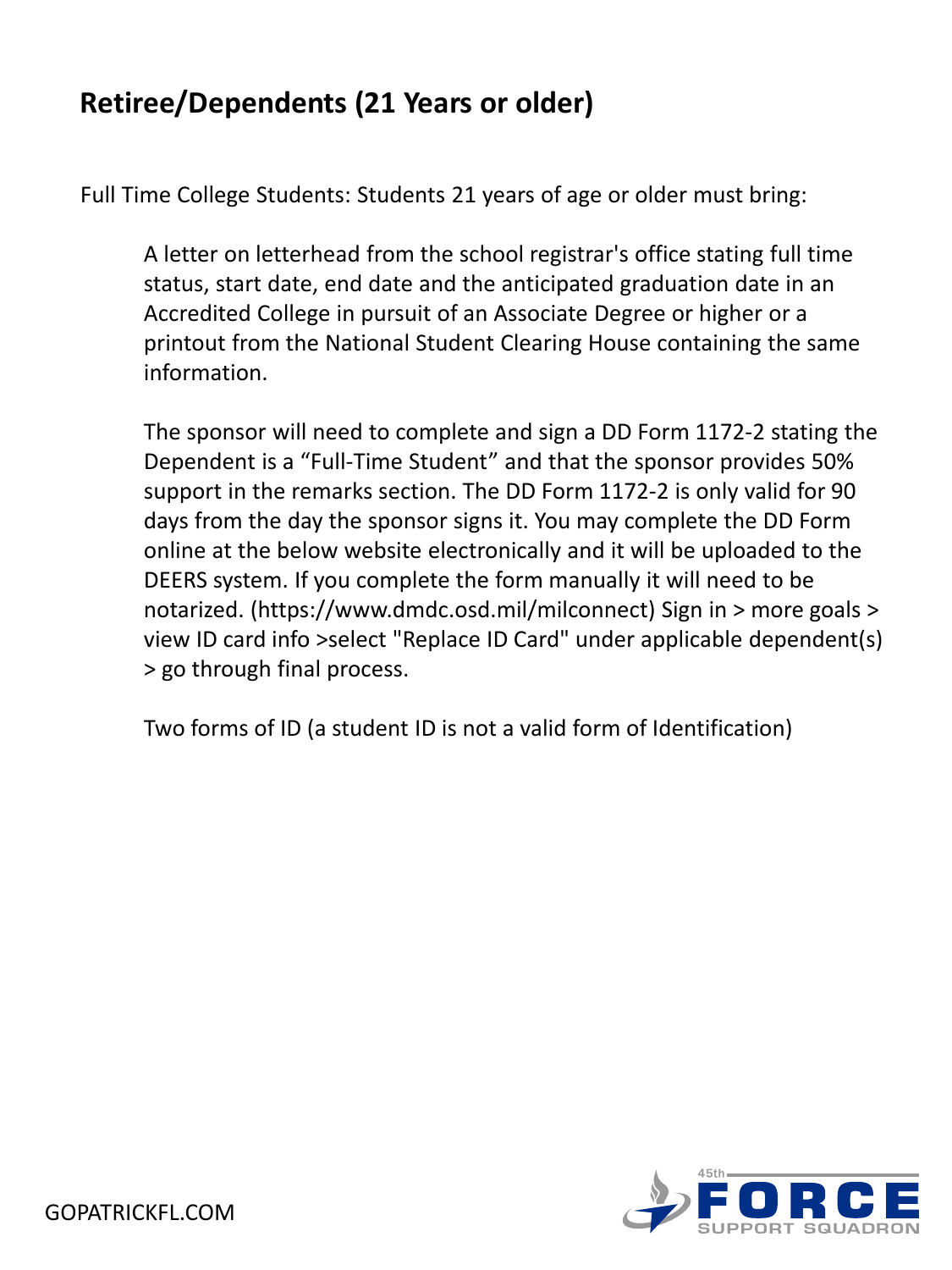# Retiree/Dependents (21 Years or older)

Full Time College Students: Students 21 years of age or older must bring:

> A letter on letterhead from the school registrar's office stating full time status, start date, end date and the anticipated graduation date in an Accredited College in pursuit of an Associate Degree or higher or a printout from the National Student Clearing House containing the same information.
>
> The sponsor will need to complete and sign a DD Form 1172-2 stating the Dependent is a "Full-Time Student" and that the sponsor provides 50% support in the remarks section. The DD Form 1172-2 is only valid for 90 days from the day the sponsor signs it. You may complete the DD Form online at the below website electronically and it will be uploaded to the DEERS system. If you complete the form manually it will need to be notarized. (https://www.dmdc.osd.mil/milconnect) Sign in > more goals > view ID card info >select "Replace ID Card" under applicable dependent(s) > go through final process.
>
> Two forms of ID (a student ID is not a valid form of Identification)